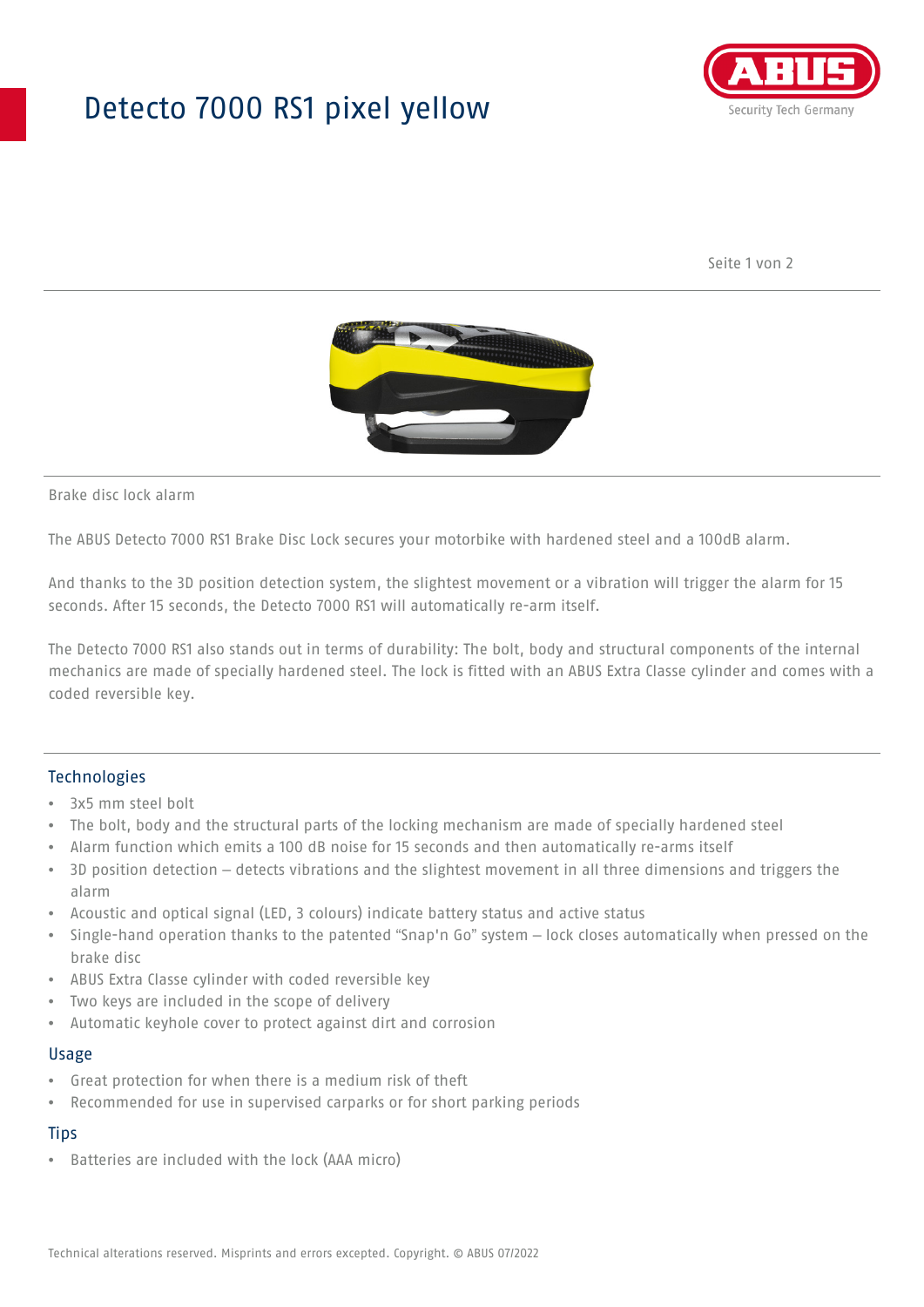# Detecto 7000 RS1 pixel yellow

Brake disc lock alarm

The ABUS Detecto 7000 RS1 Brake Disc Lock secures your motorbike with hardened steel and a 100dB alarm.

And thanks to the 3D position detection system, the slightest movement or a vibration will trigger the alarm for 15 seconds. After 15 seconds, the Detecto 7000 RS1 will automatically re-arm itself.

The Detecto 7000 RS1 also stands out in terms of durability: The bolt, body and structural components of the internal mechanics are made of specially hardened steel. The lock is fitted with an ABUS Extra Classe cylinder and comes with a coded reversible key.

## Technologies

- 3x5 mm steel bolt
- The bolt, body and the structural parts of the locking mechanism are made of specially hardened steel
- Alarm function which emits a 100 dB noise for 15 seconds and then automatically re-arms itself
- 3D position detection – detects vibrations and the slightest movement in all three dimensions and triggers the alarm
- Acoustic and optical signal (LED, 3 colours) indicate battery status and active status
- Single-hand operation thanks to the patented “Snap'n Go” system – lock closes automatically when pressed on the brake disc
- ABUS Extra Classe cylinder with coded reversible key
- Two keys are included in the scope of delivery
- Automatic keyhole cover to protect against dirt and corrosion

## Usage

- Great protection for when there is a medium risk of theft
- Recommended for use in supervised carparks or for short parking periods

## Tips

- Batteries are included with the lock (AAA micro)

Technical alterations reserved. Misprints and errors excepted. Copyright. © ABUS 07/2022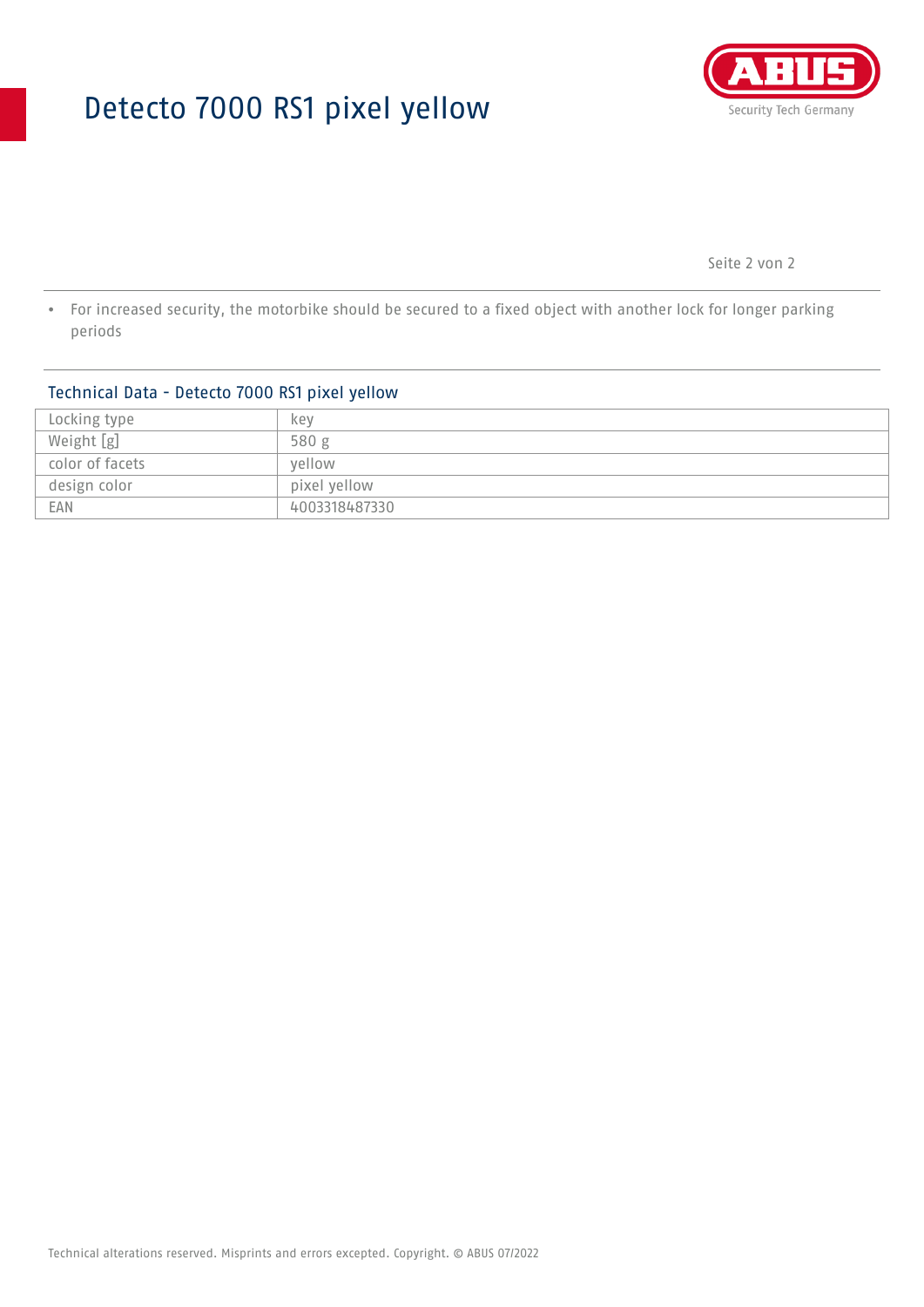- For increased security, the motorbike should be secured to a fixed object with another lock for longer parking periods

## Technical Data - Detecto 7000 RS1 pixel yellow

| | |
|---|---|
| Locking type | key |
| Weight [g] | 580 g |
| color of facets | yellow |
| design color | pixel yellow |
| EAN | 4003318487330 |

Technical alterations reserved. Misprints and errors excepted. Copyright. © ABUS 07/2022